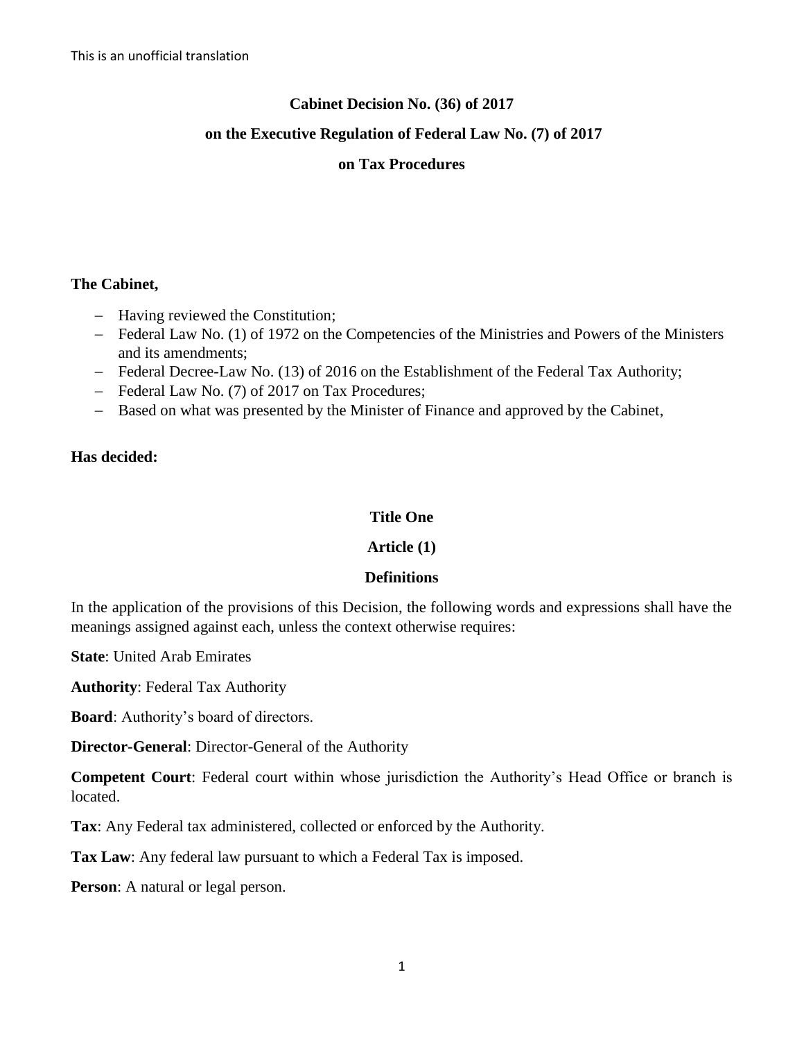This is an unofficial translation

# Cabinet Decision No. (36) of 2017

# on the Executive Regulation of Federal Law No. (7) of 2017

# on Tax Procedures

**The Cabinet,**

- Having reviewed the Constitution;
- Federal Law No. (1) of 1972 on the Competencies of the Ministries and Powers of the Ministers and its amendments;
- Federal Decree-Law No. (13) of 2016 on the Establishment of the Federal Tax Authority;
- Federal Law No. (7) of 2017 on Tax Procedures;
- Based on what was presented by the Minister of Finance and approved by the Cabinet,

**Has decided:**

## Title One

### Article (1)

### Definitions

In the application of the provisions of this Decision, the following words and expressions shall have the meanings assigned against each, unless the context otherwise requires:

**State**: United Arab Emirates

**Authority**: Federal Tax Authority

**Board**: Authority's board of directors.

**Director-General**: Director-General of the Authority

**Competent Court**: Federal court within whose jurisdiction the Authority's Head Office or branch is located.

**Tax**: Any Federal tax administered, collected or enforced by the Authority.

**Tax Law**: Any federal law pursuant to which a Federal Tax is imposed.

**Person**: A natural or legal person.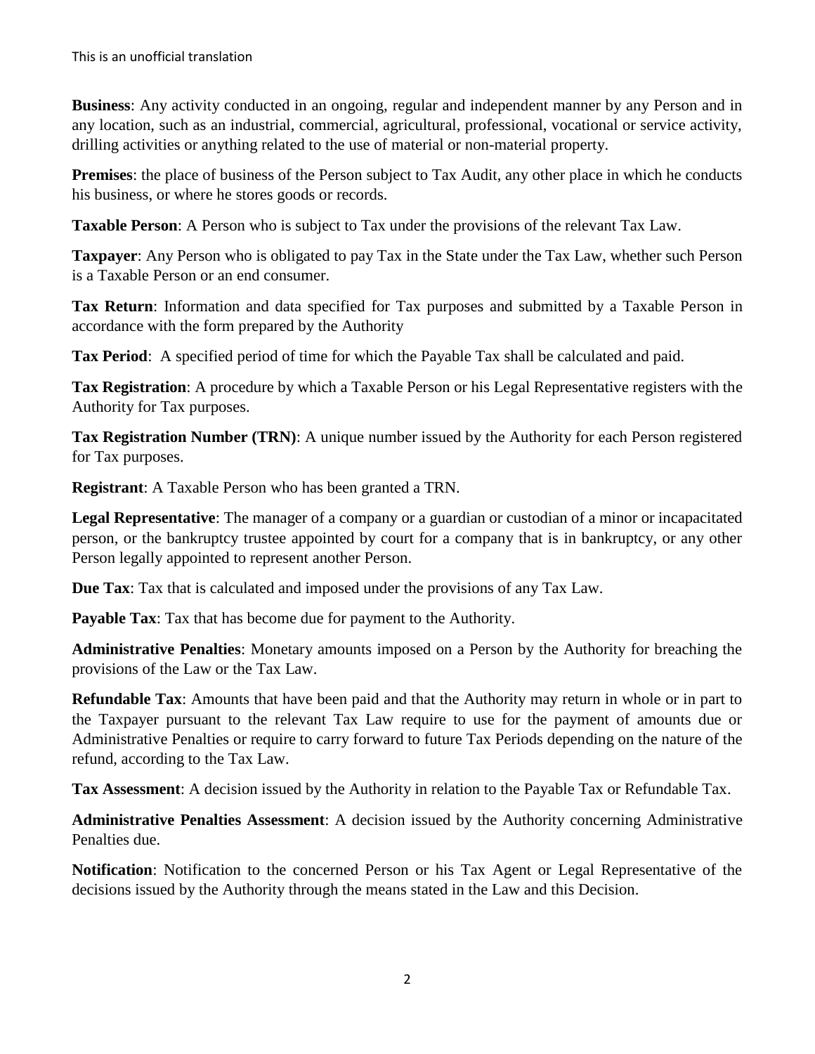**Business**: Any activity conducted in an ongoing, regular and independent manner by any Person and in any location, such as an industrial, commercial, agricultural, professional, vocational or service activity, drilling activities or anything related to the use of material or non-material property.

**Premises**: the place of business of the Person subject to Tax Audit, any other place in which he conducts his business, or where he stores goods or records.

**Taxable Person**: A Person who is subject to Tax under the provisions of the relevant Tax Law.

**Taxpayer**: Any Person who is obligated to pay Tax in the State under the Tax Law, whether such Person is a Taxable Person or an end consumer.

**Tax Return**: Information and data specified for Tax purposes and submitted by a Taxable Person in accordance with the form prepared by the Authority

**Tax Period**: A specified period of time for which the Payable Tax shall be calculated and paid.

**Tax Registration**: A procedure by which a Taxable Person or his Legal Representative registers with the Authority for Tax purposes.

**Tax Registration Number (TRN)**: A unique number issued by the Authority for each Person registered for Tax purposes.

**Registrant**: A Taxable Person who has been granted a TRN.

**Legal Representative**: The manager of a company or a guardian or custodian of a minor or incapacitated person, or the bankruptcy trustee appointed by court for a company that is in bankruptcy, or any other Person legally appointed to represent another Person.

**Due Tax**: Tax that is calculated and imposed under the provisions of any Tax Law.

**Payable Tax**: Tax that has become due for payment to the Authority.

**Administrative Penalties**: Monetary amounts imposed on a Person by the Authority for breaching the provisions of the Law or the Tax Law.

**Refundable Tax**: Amounts that have been paid and that the Authority may return in whole or in part to the Taxpayer pursuant to the relevant Tax Law require to use for the payment of amounts due or Administrative Penalties or require to carry forward to future Tax Periods depending on the nature of the refund, according to the Tax Law.

**Tax Assessment**: A decision issued by the Authority in relation to the Payable Tax or Refundable Tax.

**Administrative Penalties Assessment**: A decision issued by the Authority concerning Administrative Penalties due.

**Notification**: Notification to the concerned Person or his Tax Agent or Legal Representative of the decisions issued by the Authority through the means stated in the Law and this Decision.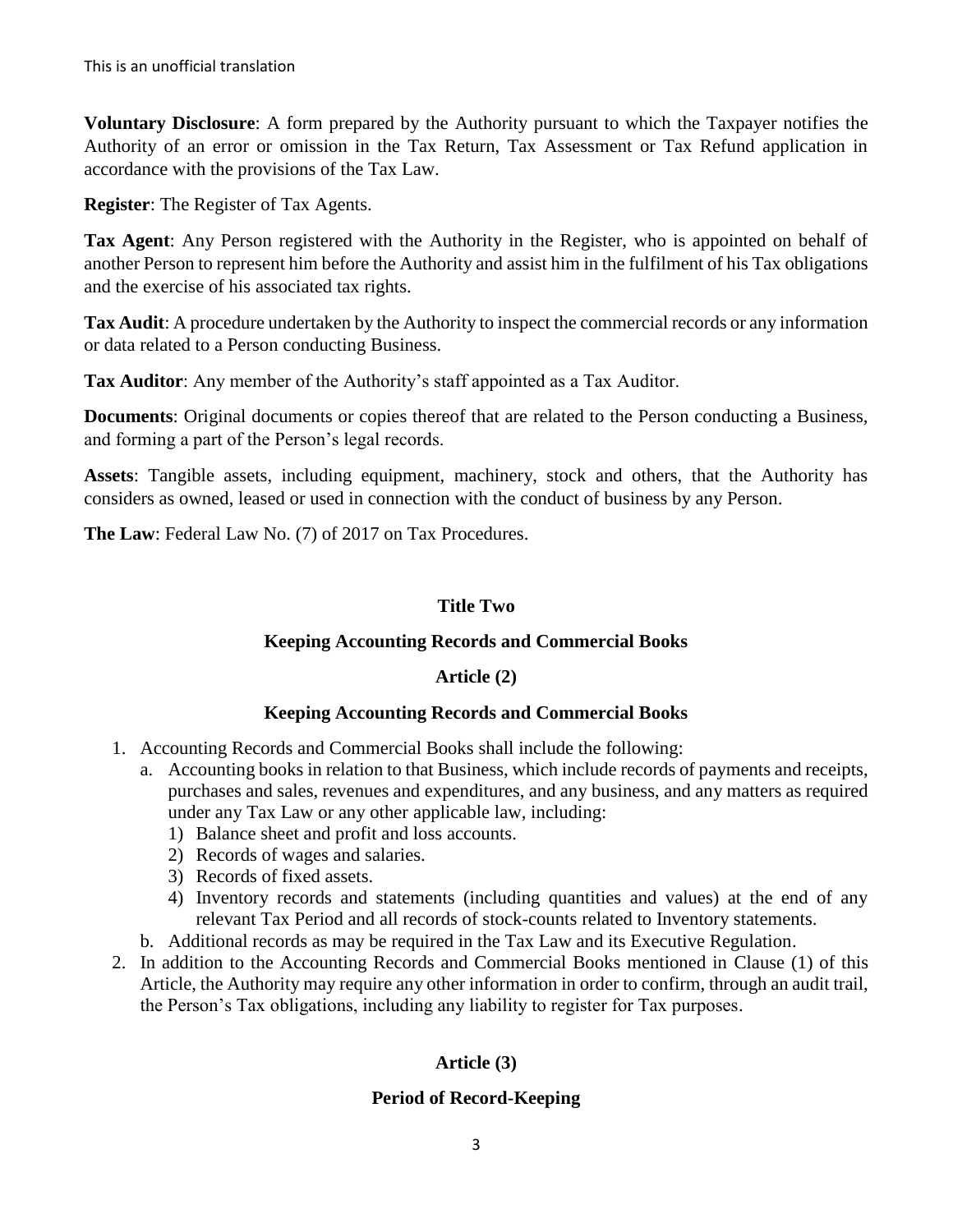**Voluntary Disclosure**: A form prepared by the Authority pursuant to which the Taxpayer notifies the Authority of an error or omission in the Tax Return, Tax Assessment or Tax Refund application in accordance with the provisions of the Tax Law.

**Register**: The Register of Tax Agents.

**Tax Agent**: Any Person registered with the Authority in the Register, who is appointed on behalf of another Person to represent him before the Authority and assist him in the fulfilment of his Tax obligations and the exercise of his associated tax rights.

**Tax Audit**: A procedure undertaken by the Authority to inspect the commercial records or any information or data related to a Person conducting Business.

**Tax Auditor**: Any member of the Authority's staff appointed as a Tax Auditor.

**Documents**: Original documents or copies thereof that are related to the Person conducting a Business, and forming a part of the Person's legal records.

**Assets**: Tangible assets, including equipment, machinery, stock and others, that the Authority has considers as owned, leased or used in connection with the conduct of business by any Person.

**The Law**: Federal Law No. (7) of 2017 on Tax Procedures.

## Title Two

## Keeping Accounting Records and Commercial Books

### Article (2)

### Keeping Accounting Records and Commercial Books

1. Accounting Records and Commercial Books shall include the following:
   a. Accounting books in relation to that Business, which include records of payments and receipts, purchases and sales, revenues and expenditures, and any business, and any matters as required under any Tax Law or any other applicable law, including:
      1) Balance sheet and profit and loss accounts.
      2) Records of wages and salaries.
      3) Records of fixed assets.
      4) Inventory records and statements (including quantities and values) at the end of any relevant Tax Period and all records of stock-counts related to Inventory statements.

   b. Additional records as may be required in the Tax Law and its Executive Regulation.
2. In addition to the Accounting Records and Commercial Books mentioned in Clause (1) of this Article, the Authority may require any other information in order to confirm, through an audit trail, the Person's Tax obligations, including any liability to register for Tax purposes.

### Article (3)

### Period of Record-Keeping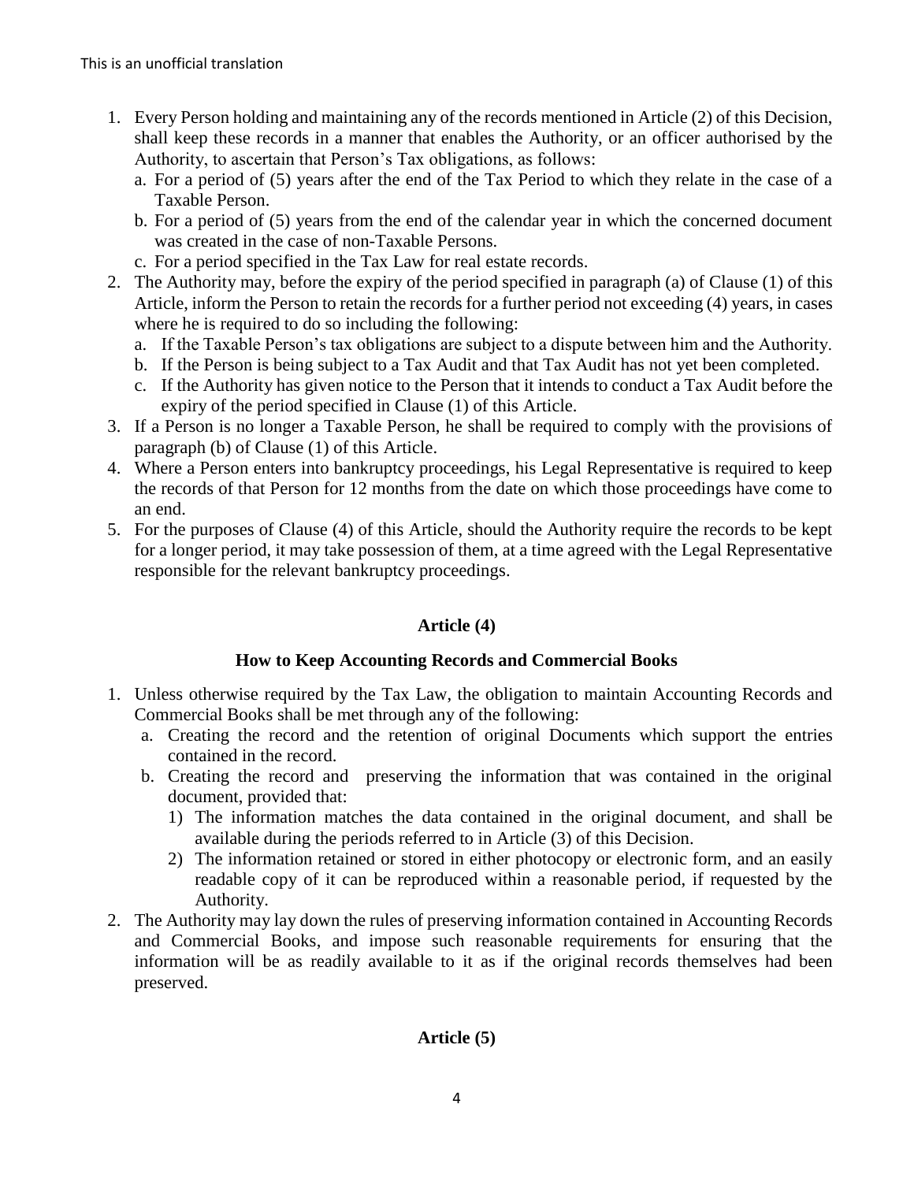1. Every Person holding and maintaining any of the records mentioned in Article (2) of this Decision, shall keep these records in a manner that enables the Authority, or an officer authorised by the Authority, to ascertain that Person's Tax obligations, as follows:
   a. For a period of (5) years after the end of the Tax Period to which they relate in the case of a Taxable Person.
   b. For a period of (5) years from the end of the calendar year in which the concerned document was created in the case of non-Taxable Persons.
   c. For a period specified in the Tax Law for real estate records.
2. The Authority may, before the expiry of the period specified in paragraph (a) of Clause (1) of this Article, inform the Person to retain the records for a further period not exceeding (4) years, in cases where he is required to do so including the following:
   a. If the Taxable Person's tax obligations are subject to a dispute between him and the Authority.
   b. If the Person is being subject to a Tax Audit and that Tax Audit has not yet been completed.
   c. If the Authority has given notice to the Person that it intends to conduct a Tax Audit before the expiry of the period specified in Clause (1) of this Article.
3. If a Person is no longer a Taxable Person, he shall be required to comply with the provisions of paragraph (b) of Clause (1) of this Article.
4. Where a Person enters into bankruptcy proceedings, his Legal Representative is required to keep the records of that Person for 12 months from the date on which those proceedings have come to an end.
5. For the purposes of Clause (4) of this Article, should the Authority require the records to be kept for a longer period, it may take possession of them, at a time agreed with the Legal Representative responsible for the relevant bankruptcy proceedings.

## Article (4)

### How to Keep Accounting Records and Commercial Books

1. Unless otherwise required by the Tax Law, the obligation to maintain Accounting Records and Commercial Books shall be met through any of the following:
   a. Creating the record and the retention of original Documents which support the entries contained in the record.
   b. Creating the record and preserving the information that was contained in the original document, provided that:
      1) The information matches the data contained in the original document, and shall be available during the periods referred to in Article (3) of this Decision.
      2) The information retained or stored in either photocopy or electronic form, and an easily readable copy of it can be reproduced within a reasonable period, if requested by the Authority.
2. The Authority may lay down the rules of preserving information contained in Accounting Records and Commercial Books, and impose such reasonable requirements for ensuring that the information will be as readily available to it as if the original records themselves had been preserved.

## Article (5)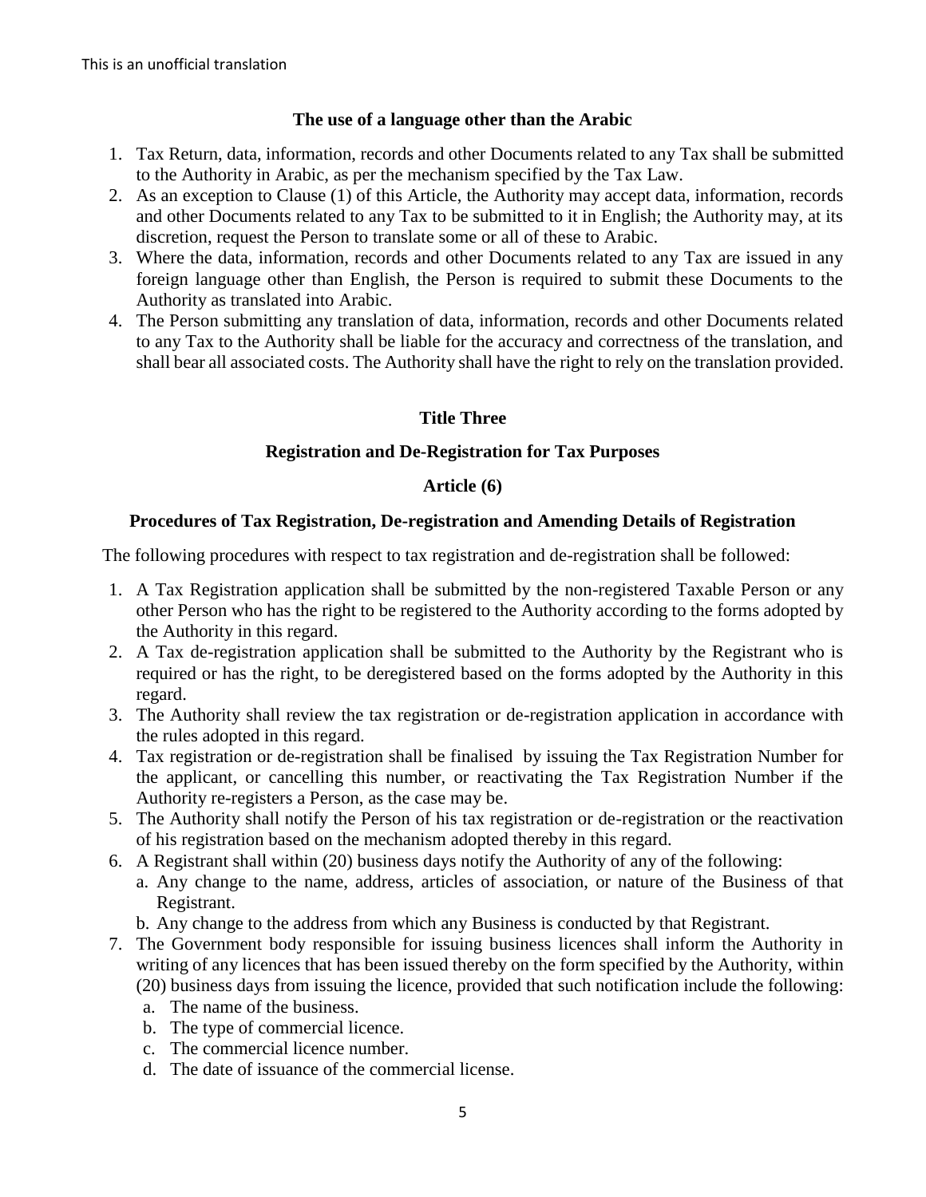### The use of a language other than the Arabic

1. Tax Return, data, information, records and other Documents related to any Tax shall be submitted to the Authority in Arabic, as per the mechanism specified by the Tax Law.
2. As an exception to Clause (1) of this Article, the Authority may accept data, information, records and other Documents related to any Tax to be submitted to it in English; the Authority may, at its discretion, request the Person to translate some or all of these to Arabic.
3. Where the data, information, records and other Documents related to any Tax are issued in any foreign language other than English, the Person is required to submit these Documents to the Authority as translated into Arabic.
4. The Person submitting any translation of data, information, records and other Documents related to any Tax to the Authority shall be liable for the accuracy and correctness of the translation, and shall bear all associated costs. The Authority shall have the right to rely on the translation provided.

## Title Three

## Registration and De-Registration for Tax Purposes

### Article (6)

### Procedures of Tax Registration, De-registration and Amending Details of Registration

The following procedures with respect to tax registration and de-registration shall be followed:

1. A Tax Registration application shall be submitted by the non-registered Taxable Person or any other Person who has the right to be registered to the Authority according to the forms adopted by the Authority in this regard.
2. A Tax de-registration application shall be submitted to the Authority by the Registrant who is required or has the right, to be deregistered based on the forms adopted by the Authority in this regard.
3. The Authority shall review the tax registration or de-registration application in accordance with the rules adopted in this regard.
4. Tax registration or de-registration shall be finalised by issuing the Tax Registration Number for the applicant, or cancelling this number, or reactivating the Tax Registration Number if the Authority re-registers a Person, as the case may be.
5. The Authority shall notify the Person of his tax registration or de-registration or the reactivation of his registration based on the mechanism adopted thereby in this regard.
6. A Registrant shall within (20) business days notify the Authority of any of the following:
   a. Any change to the name, address, articles of association, or nature of the Business of that Registrant.
   b. Any change to the address from which any Business is conducted by that Registrant.
7. The Government body responsible for issuing business licences shall inform the Authority in writing of any licences that has been issued thereby on the form specified by the Authority, within (20) business days from issuing the licence, provided that such notification include the following:
   a. The name of the business.
   b. The type of commercial licence.
   c. The commercial licence number.
   d. The date of issuance of the commercial license.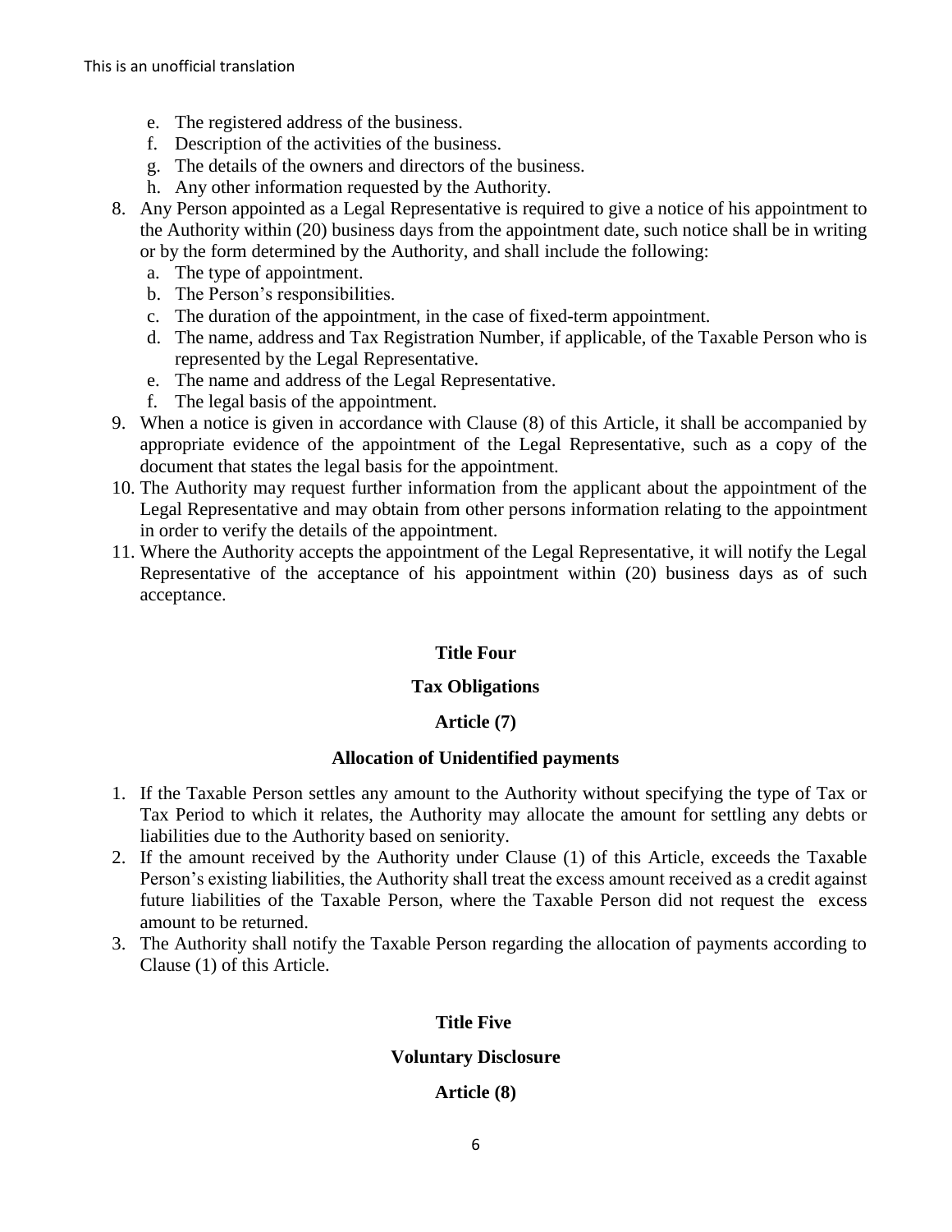e. The registered address of the business.
f. Description of the activities of the business.
g. The details of the owners and directors of the business.
h. Any other information requested by the Authority.

8. Any Person appointed as a Legal Representative is required to give a notice of his appointment to the Authority within (20) business days from the appointment date, such notice shall be in writing or by the form determined by the Authority, and shall include the following:
   a. The type of appointment.
   b. The Person's responsibilities.
   c. The duration of the appointment, in the case of fixed-term appointment.
   d. The name, address and Tax Registration Number, if applicable, of the Taxable Person who is represented by the Legal Representative.
   e. The name and address of the Legal Representative.
   f. The legal basis of the appointment.
9. When a notice is given in accordance with Clause (8) of this Article, it shall be accompanied by appropriate evidence of the appointment of the Legal Representative, such as a copy of the document that states the legal basis for the appointment.
10. The Authority may request further information from the applicant about the appointment of the Legal Representative and may obtain from other persons information relating to the appointment in order to verify the details of the appointment.
11. Where the Authority accepts the appointment of the Legal Representative, it will notify the Legal Representative of the acceptance of his appointment within (20) business days as of such acceptance.

## Title Four

## Tax Obligations

### Article (7)

### Allocation of Unidentified payments

1. If the Taxable Person settles any amount to the Authority without specifying the type of Tax or Tax Period to which it relates, the Authority may allocate the amount for settling any debts or liabilities due to the Authority based on seniority.
2. If the amount received by the Authority under Clause (1) of this Article, exceeds the Taxable Person's existing liabilities, the Authority shall treat the excess amount received as a credit against future liabilities of the Taxable Person, where the Taxable Person did not request the excess amount to be returned.
3. The Authority shall notify the Taxable Person regarding the allocation of payments according to Clause (1) of this Article.

## Title Five

## Voluntary Disclosure

### Article (8)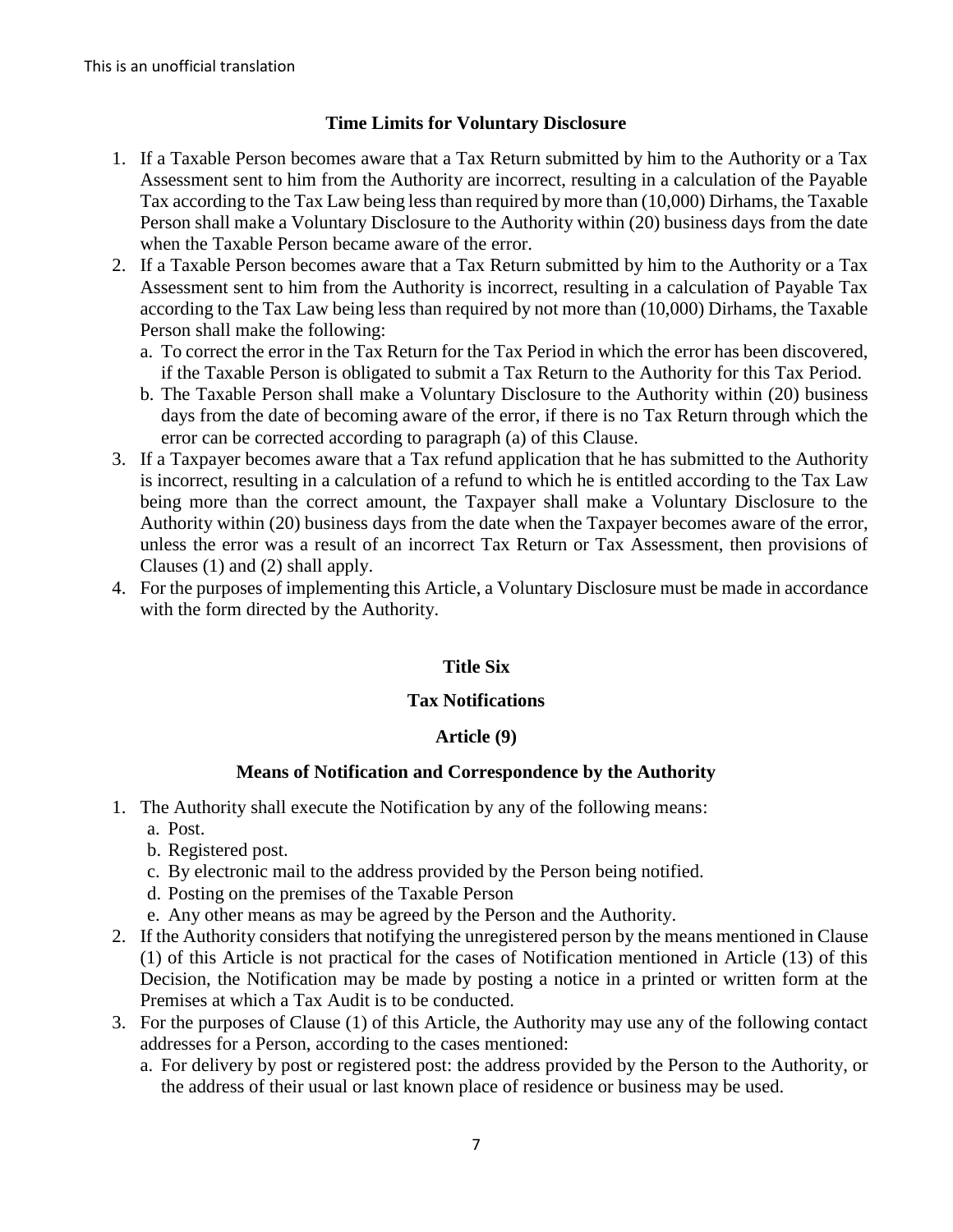### Time Limits for Voluntary Disclosure

1. If a Taxable Person becomes aware that a Tax Return submitted by him to the Authority or a Tax Assessment sent to him from the Authority are incorrect, resulting in a calculation of the Payable Tax according to the Tax Law being less than required by more than (10,000) Dirhams, the Taxable Person shall make a Voluntary Disclosure to the Authority within (20) business days from the date when the Taxable Person became aware of the error.
2. If a Taxable Person becomes aware that a Tax Return submitted by him to the Authority or a Tax Assessment sent to him from the Authority is incorrect, resulting in a calculation of Payable Tax according to the Tax Law being less than required by not more than (10,000) Dirhams, the Taxable Person shall make the following:
   a. To correct the error in the Tax Return for the Tax Period in which the error has been discovered, if the Taxable Person is obligated to submit a Tax Return to the Authority for this Tax Period.
   b. The Taxable Person shall make a Voluntary Disclosure to the Authority within (20) business days from the date of becoming aware of the error, if there is no Tax Return through which the error can be corrected according to paragraph (a) of this Clause.
3. If a Taxpayer becomes aware that a Tax refund application that he has submitted to the Authority is incorrect, resulting in a calculation of a refund to which he is entitled according to the Tax Law being more than the correct amount, the Taxpayer shall make a Voluntary Disclosure to the Authority within (20) business days from the date when the Taxpayer becomes aware of the error, unless the error was a result of an incorrect Tax Return or Tax Assessment, then provisions of Clauses (1) and (2) shall apply.
4. For the purposes of implementing this Article, a Voluntary Disclosure must be made in accordance with the form directed by the Authority.

## Title Six

## Tax Notifications

### Article (9)

### Means of Notification and Correspondence by the Authority

1. The Authority shall execute the Notification by any of the following means:
   a. Post.
   b. Registered post.
   c. By electronic mail to the address provided by the Person being notified.
   d. Posting on the premises of the Taxable Person
   e. Any other means as may be agreed by the Person and the Authority.
2. If the Authority considers that notifying the unregistered person by the means mentioned in Clause (1) of this Article is not practical for the cases of Notification mentioned in Article (13) of this Decision, the Notification may be made by posting a notice in a printed or written form at the Premises at which a Tax Audit is to be conducted.
3. For the purposes of Clause (1) of this Article, the Authority may use any of the following contact addresses for a Person, according to the cases mentioned:
   a. For delivery by post or registered post: the address provided by the Person to the Authority, or the address of their usual or last known place of residence or business may be used.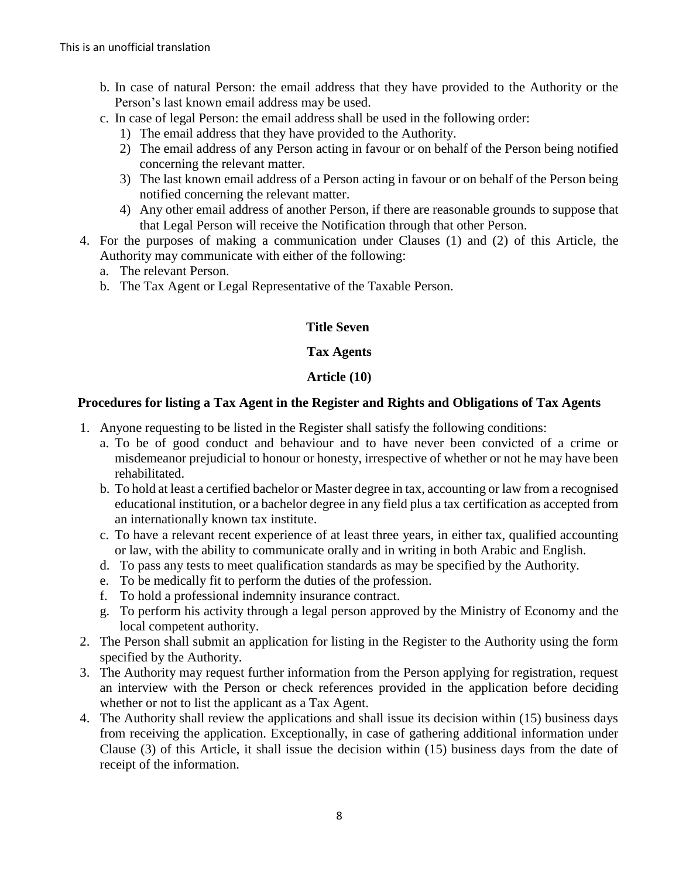b. In case of natural Person: the email address that they have provided to the Authority or the Person's last known email address may be used.

c. In case of legal Person: the email address shall be used in the following order:
   1) The email address that they have provided to the Authority.
   2) The email address of any Person acting in favour or on behalf of the Person being notified concerning the relevant matter.
   3) The last known email address of a Person acting in favour or on behalf of the Person being notified concerning the relevant matter.
   4) Any other email address of another Person, if there are reasonable grounds to suppose that that Legal Person will receive the Notification through that other Person.

4. For the purposes of making a communication under Clauses (1) and (2) of this Article, the Authority may communicate with either of the following:
   a. The relevant Person.
   b. The Tax Agent or Legal Representative of the Taxable Person.

## Title Seven

## Tax Agents

### Article (10)

### Procedures for listing a Tax Agent in the Register and Rights and Obligations of Tax Agents

1. Anyone requesting to be listed in the Register shall satisfy the following conditions:
   a. To be of good conduct and behaviour and to have never been convicted of a crime or misdemeanor prejudicial to honour or honesty, irrespective of whether or not he may have been rehabilitated.
   b. To hold at least a certified bachelor or Master degree in tax, accounting or law from a recognised educational institution, or a bachelor degree in any field plus a tax certification as accepted from an internationally known tax institute.
   c. To have a relevant recent experience of at least three years, in either tax, qualified accounting or law, with the ability to communicate orally and in writing in both Arabic and English.
   d. To pass any tests to meet qualification standards as may be specified by the Authority.
   e. To be medically fit to perform the duties of the profession.
   f. To hold a professional indemnity insurance contract.
   g. To perform his activity through a legal person approved by the Ministry of Economy and the local competent authority.
2. The Person shall submit an application for listing in the Register to the Authority using the form specified by the Authority.
3. The Authority may request further information from the Person applying for registration, request an interview with the Person or check references provided in the application before deciding whether or not to list the applicant as a Tax Agent.
4. The Authority shall review the applications and shall issue its decision within (15) business days from receiving the application. Exceptionally, in case of gathering additional information under Clause (3) of this Article, it shall issue the decision within (15) business days from the date of receipt of the information.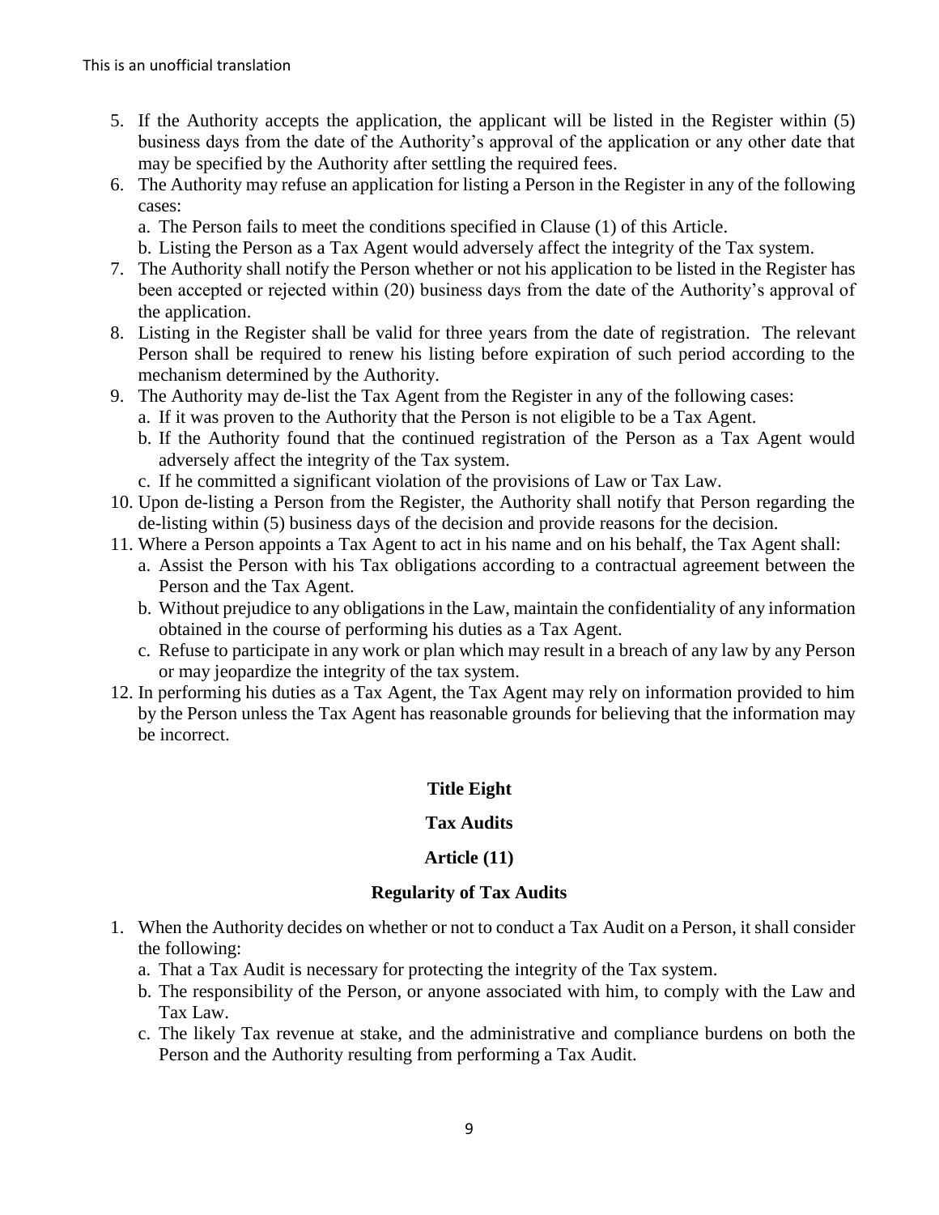5. If the Authority accepts the application, the applicant will be listed in the Register within (5) business days from the date of the Authority's approval of the application or any other date that may be specified by the Authority after settling the required fees.
6. The Authority may refuse an application for listing a Person in the Register in any of the following cases:
   a. The Person fails to meet the conditions specified in Clause (1) of this Article.
   b. Listing the Person as a Tax Agent would adversely affect the integrity of the Tax system.
7. The Authority shall notify the Person whether or not his application to be listed in the Register has been accepted or rejected within (20) business days from the date of the Authority's approval of the application.
8. Listing in the Register shall be valid for three years from the date of registration. The relevant Person shall be required to renew his listing before expiration of such period according to the mechanism determined by the Authority.
9. The Authority may de-list the Tax Agent from the Register in any of the following cases:
   a. If it was proven to the Authority that the Person is not eligible to be a Tax Agent.
   b. If the Authority found that the continued registration of the Person as a Tax Agent would adversely affect the integrity of the Tax system.
   c. If he committed a significant violation of the provisions of Law or Tax Law.
10. Upon de-listing a Person from the Register, the Authority shall notify that Person regarding the de-listing within (5) business days of the decision and provide reasons for the decision.
11. Where a Person appoints a Tax Agent to act in his name and on his behalf, the Tax Agent shall:
    a. Assist the Person with his Tax obligations according to a contractual agreement between the Person and the Tax Agent.
    b. Without prejudice to any obligations in the Law, maintain the confidentiality of any information obtained in the course of performing his duties as a Tax Agent.
    c. Refuse to participate in any work or plan which may result in a breach of any law by any Person or may jeopardize the integrity of the tax system.
12. In performing his duties as a Tax Agent, the Tax Agent may rely on information provided to him by the Person unless the Tax Agent has reasonable grounds for believing that the information may be incorrect.

## Title Eight

## Tax Audits

### Article (11)

### Regularity of Tax Audits

1. When the Authority decides on whether or not to conduct a Tax Audit on a Person, it shall consider the following:
   a. That a Tax Audit is necessary for protecting the integrity of the Tax system.
   b. The responsibility of the Person, or anyone associated with him, to comply with the Law and Tax Law.
   c. The likely Tax revenue at stake, and the administrative and compliance burdens on both the Person and the Authority resulting from performing a Tax Audit.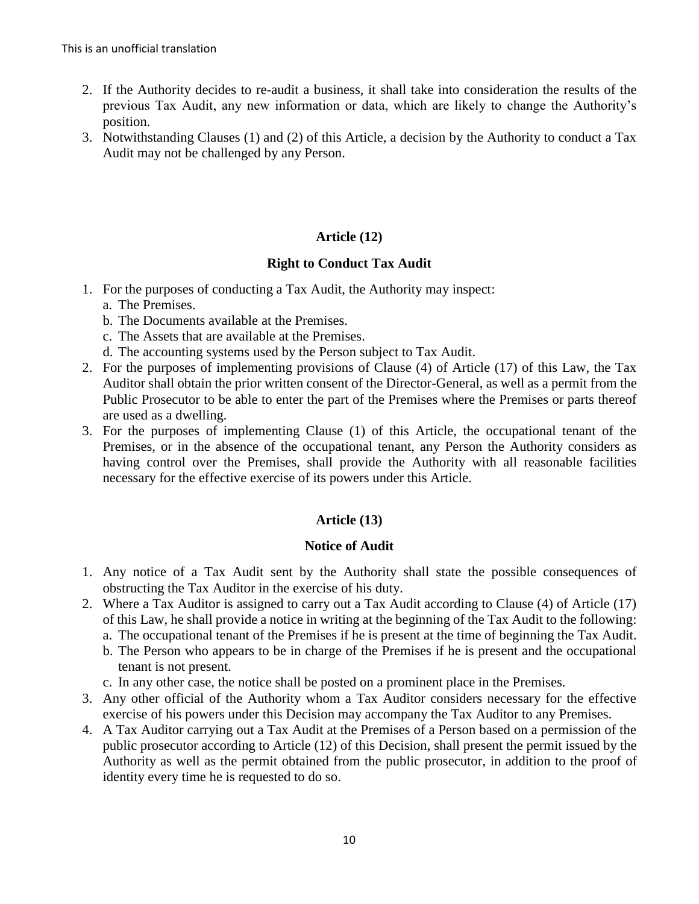2. If the Authority decides to re-audit a business, it shall take into consideration the results of the previous Tax Audit, any new information or data, which are likely to change the Authority's position.
3. Notwithstanding Clauses (1) and (2) of this Article, a decision by the Authority to conduct a Tax Audit may not be challenged by any Person.

### Article (12)

### Right to Conduct Tax Audit

1. For the purposes of conducting a Tax Audit, the Authority may inspect:
   a. The Premises.
   b. The Documents available at the Premises.
   c. The Assets that are available at the Premises.
   d. The accounting systems used by the Person subject to Tax Audit.
2. For the purposes of implementing provisions of Clause (4) of Article (17) of this Law, the Tax Auditor shall obtain the prior written consent of the Director-General, as well as a permit from the Public Prosecutor to be able to enter the part of the Premises where the Premises or parts thereof are used as a dwelling.
3. For the purposes of implementing Clause (1) of this Article, the occupational tenant of the Premises, or in the absence of the occupational tenant, any Person the Authority considers as having control over the Premises, shall provide the Authority with all reasonable facilities necessary for the effective exercise of its powers under this Article.

### Article (13)

### Notice of Audit

1. Any notice of a Tax Audit sent by the Authority shall state the possible consequences of obstructing the Tax Auditor in the exercise of his duty.
2. Where a Tax Auditor is assigned to carry out a Tax Audit according to Clause (4) of Article (17) of this Law, he shall provide a notice in writing at the beginning of the Tax Audit to the following:
   a. The occupational tenant of the Premises if he is present at the time of beginning the Tax Audit.
   b. The Person who appears to be in charge of the Premises if he is present and the occupational tenant is not present.
   c. In any other case, the notice shall be posted on a prominent place in the Premises.
3. Any other official of the Authority whom a Tax Auditor considers necessary for the effective exercise of his powers under this Decision may accompany the Tax Auditor to any Premises.
4. A Tax Auditor carrying out a Tax Audit at the Premises of a Person based on a permission of the public prosecutor according to Article (12) of this Decision, shall present the permit issued by the Authority as well as the permit obtained from the public prosecutor, in addition to the proof of identity every time he is requested to do so.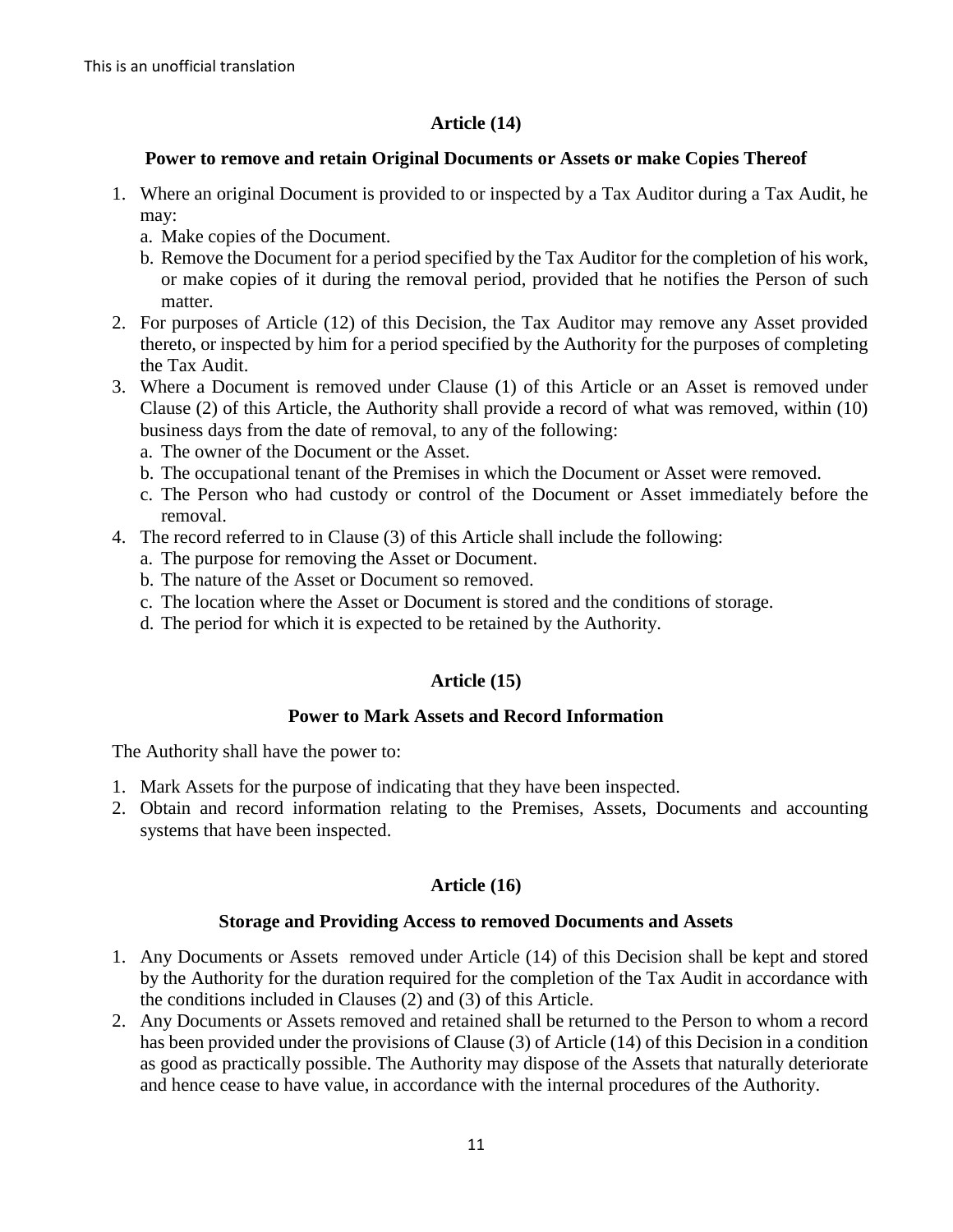## Article (14)

### Power to remove and retain Original Documents or Assets or make Copies Thereof

1. Where an original Document is provided to or inspected by a Tax Auditor during a Tax Audit, he may:
   a. Make copies of the Document.
   b. Remove the Document for a period specified by the Tax Auditor for the completion of his work, or make copies of it during the removal period, provided that he notifies the Person of such matter.
2. For purposes of Article (12) of this Decision, the Tax Auditor may remove any Asset provided thereto, or inspected by him for a period specified by the Authority for the purposes of completing the Tax Audit.
3. Where a Document is removed under Clause (1) of this Article or an Asset is removed under Clause (2) of this Article, the Authority shall provide a record of what was removed, within (10) business days from the date of removal, to any of the following:
   a. The owner of the Document or the Asset.
   b. The occupational tenant of the Premises in which the Document or Asset were removed.
   c. The Person who had custody or control of the Document or Asset immediately before the removal.
4. The record referred to in Clause (3) of this Article shall include the following:
   a. The purpose for removing the Asset or Document.
   b. The nature of the Asset or Document so removed.
   c. The location where the Asset or Document is stored and the conditions of storage.
   d. The period for which it is expected to be retained by the Authority.

## Article (15)

### Power to Mark Assets and Record Information

The Authority shall have the power to:

1. Mark Assets for the purpose of indicating that they have been inspected.
2. Obtain and record information relating to the Premises, Assets, Documents and accounting systems that have been inspected.

## Article (16)

### Storage and Providing Access to removed Documents and Assets

1. Any Documents or Assets removed under Article (14) of this Decision shall be kept and stored by the Authority for the duration required for the completion of the Tax Audit in accordance with the conditions included in Clauses (2) and (3) of this Article.
2. Any Documents or Assets removed and retained shall be returned to the Person to whom a record has been provided under the provisions of Clause (3) of Article (14) of this Decision in a condition as good as practically possible. The Authority may dispose of the Assets that naturally deteriorate and hence cease to have value, in accordance with the internal procedures of the Authority.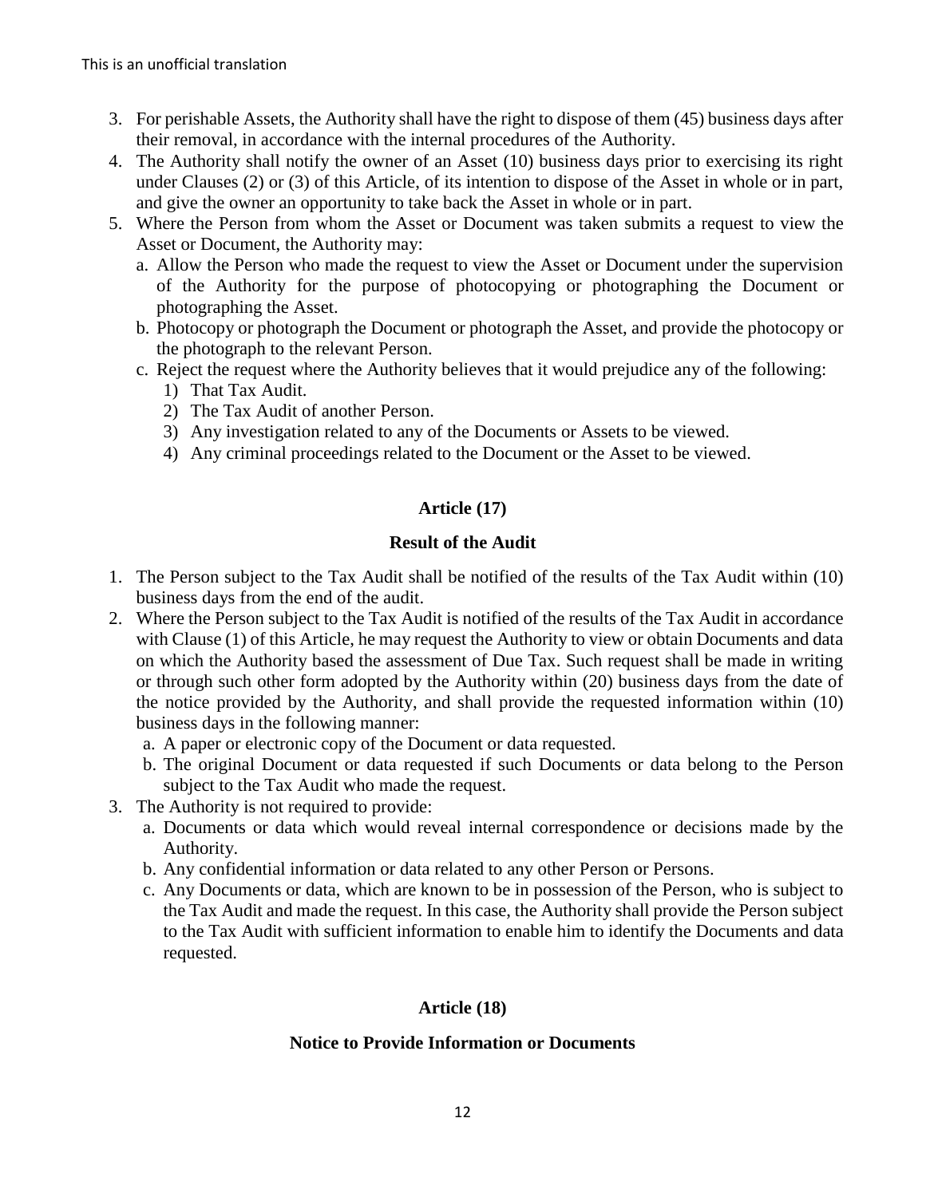3. For perishable Assets, the Authority shall have the right to dispose of them (45) business days after their removal, in accordance with the internal procedures of the Authority.
4. The Authority shall notify the owner of an Asset (10) business days prior to exercising its right under Clauses (2) or (3) of this Article, of its intention to dispose of the Asset in whole or in part, and give the owner an opportunity to take back the Asset in whole or in part.
5. Where the Person from whom the Asset or Document was taken submits a request to view the Asset or Document, the Authority may:
   a. Allow the Person who made the request to view the Asset or Document under the supervision of the Authority for the purpose of photocopying or photographing the Document or photographing the Asset.
   b. Photocopy or photograph the Document or photograph the Asset, and provide the photocopy or the photograph to the relevant Person.
   c. Reject the request where the Authority believes that it would prejudice any of the following:
      1) That Tax Audit.
      2) The Tax Audit of another Person.
      3) Any investigation related to any of the Documents or Assets to be viewed.
      4) Any criminal proceedings related to the Document or the Asset to be viewed.

## Article (17)

### Result of the Audit

1. The Person subject to the Tax Audit shall be notified of the results of the Tax Audit within (10) business days from the end of the audit.
2. Where the Person subject to the Tax Audit is notified of the results of the Tax Audit in accordance with Clause (1) of this Article, he may request the Authority to view or obtain Documents and data on which the Authority based the assessment of Due Tax. Such request shall be made in writing or through such other form adopted by the Authority within (20) business days from the date of the notice provided by the Authority, and shall provide the requested information within (10) business days in the following manner:
   a. A paper or electronic copy of the Document or data requested.
   b. The original Document or data requested if such Documents or data belong to the Person subject to the Tax Audit who made the request.
3. The Authority is not required to provide:
   a. Documents or data which would reveal internal correspondence or decisions made by the Authority.
   b. Any confidential information or data related to any other Person or Persons.
   c. Any Documents or data, which are known to be in possession of the Person, who is subject to the Tax Audit and made the request. In this case, the Authority shall provide the Person subject to the Tax Audit with sufficient information to enable him to identify the Documents and data requested.

## Article (18)

### Notice to Provide Information or Documents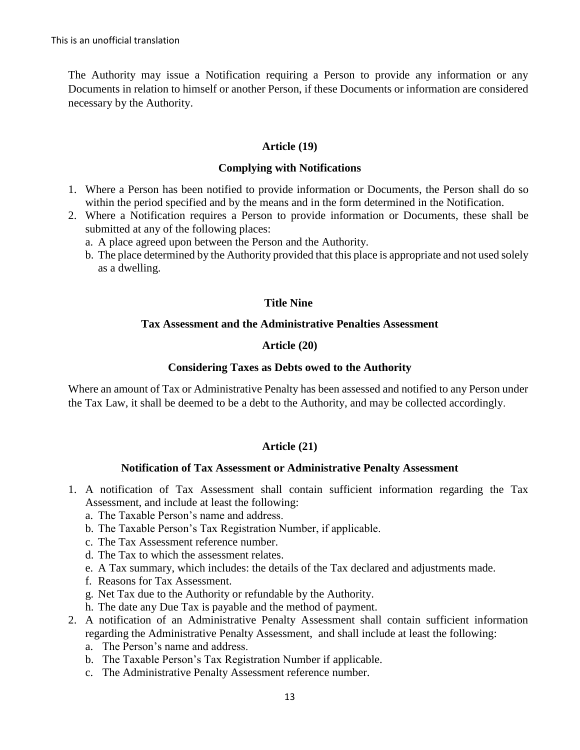The Authority may issue a Notification requiring a Person to provide any information or any Documents in relation to himself or another Person, if these Documents or information are considered necessary by the Authority.

### Article (19)

### Complying with Notifications

1. Where a Person has been notified to provide information or Documents, the Person shall do so within the period specified and by the means and in the form determined in the Notification.
2. Where a Notification requires a Person to provide information or Documents, these shall be submitted at any of the following places:
   a. A place agreed upon between the Person and the Authority.
   b. The place determined by the Authority provided that this place is appropriate and not used solely as a dwelling.

## Title Nine

## Tax Assessment and the Administrative Penalties Assessment

### Article (20)

### Considering Taxes as Debts owed to the Authority

Where an amount of Tax or Administrative Penalty has been assessed and notified to any Person under the Tax Law, it shall be deemed to be a debt to the Authority, and may be collected accordingly.

### Article (21)

### Notification of Tax Assessment or Administrative Penalty Assessment

1. A notification of Tax Assessment shall contain sufficient information regarding the Tax Assessment, and include at least the following:
   a. The Taxable Person's name and address.
   b. The Taxable Person's Tax Registration Number, if applicable.
   c. The Tax Assessment reference number.
   d. The Tax to which the assessment relates.
   e. A Tax summary, which includes: the details of the Tax declared and adjustments made.
   f. Reasons for Tax Assessment.
   g. Net Tax due to the Authority or refundable by the Authority.
   h. The date any Due Tax is payable and the method of payment.
2. A notification of an Administrative Penalty Assessment shall contain sufficient information regarding the Administrative Penalty Assessment, and shall include at least the following:
   a. The Person's name and address.
   b. The Taxable Person's Tax Registration Number if applicable.
   c. The Administrative Penalty Assessment reference number.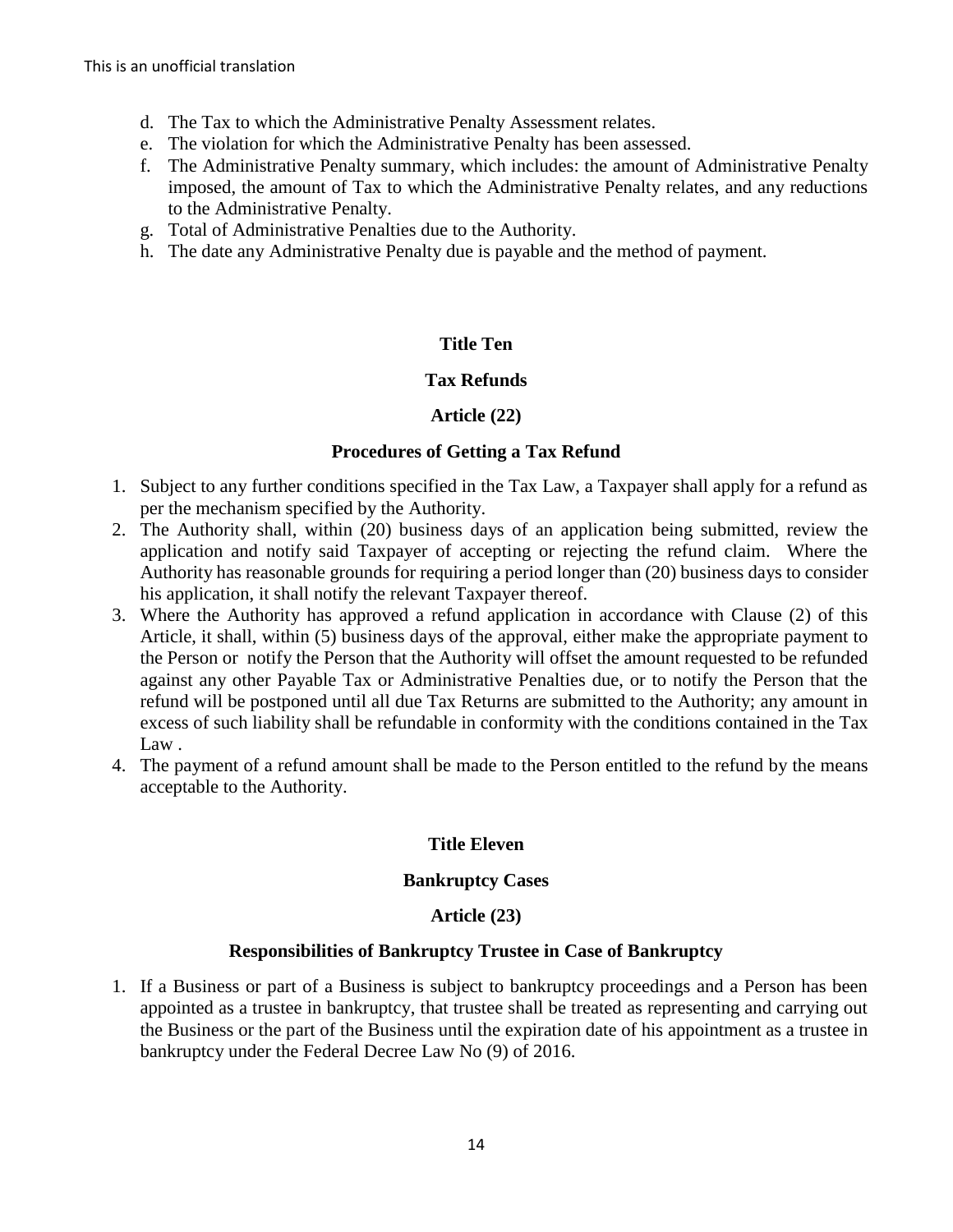d. The Tax to which the Administrative Penalty Assessment relates.
e. The violation for which the Administrative Penalty has been assessed.
f. The Administrative Penalty summary, which includes: the amount of Administrative Penalty imposed, the amount of Tax to which the Administrative Penalty relates, and any reductions to the Administrative Penalty.
g. Total of Administrative Penalties due to the Authority.
h. The date any Administrative Penalty due is payable and the method of payment.

## Title Ten

## Tax Refunds

### Article (22)

### Procedures of Getting a Tax Refund

1. Subject to any further conditions specified in the Tax Law, a Taxpayer shall apply for a refund as per the mechanism specified by the Authority.
2. The Authority shall, within (20) business days of an application being submitted, review the application and notify said Taxpayer of accepting or rejecting the refund claim. Where the Authority has reasonable grounds for requiring a period longer than (20) business days to consider his application, it shall notify the relevant Taxpayer thereof.
3. Where the Authority has approved a refund application in accordance with Clause (2) of this Article, it shall, within (5) business days of the approval, either make the appropriate payment to the Person or notify the Person that the Authority will offset the amount requested to be refunded against any other Payable Tax or Administrative Penalties due, or to notify the Person that the refund will be postponed until all due Tax Returns are submitted to the Authority; any amount in excess of such liability shall be refundable in conformity with the conditions contained in the Tax Law .
4. The payment of a refund amount shall be made to the Person entitled to the refund by the means acceptable to the Authority.

## Title Eleven

## Bankruptcy Cases

### Article (23)

### Responsibilities of Bankruptcy Trustee in Case of Bankruptcy

1. If a Business or part of a Business is subject to bankruptcy proceedings and a Person has been appointed as a trustee in bankruptcy, that trustee shall be treated as representing and carrying out the Business or the part of the Business until the expiration date of his appointment as a trustee in bankruptcy under the Federal Decree Law No (9) of 2016.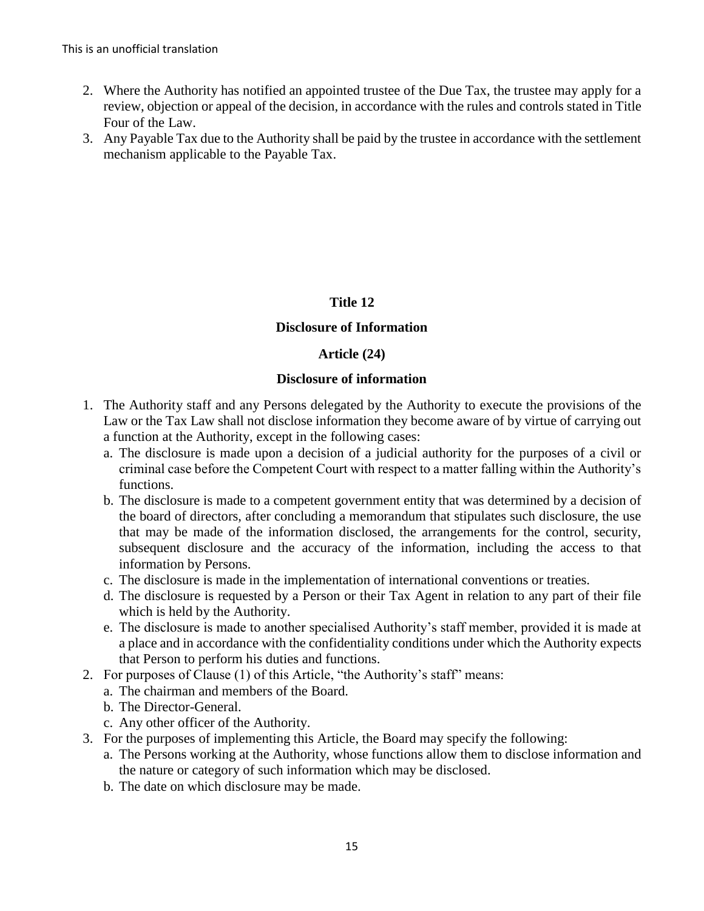2. Where the Authority has notified an appointed trustee of the Due Tax, the trustee may apply for a review, objection or appeal of the decision, in accordance with the rules and controls stated in Title Four of the Law.
3. Any Payable Tax due to the Authority shall be paid by the trustee in accordance with the settlement mechanism applicable to the Payable Tax.

## Title 12

## Disclosure of Information

### Article (24)

### Disclosure of information

1. The Authority staff and any Persons delegated by the Authority to execute the provisions of the Law or the Tax Law shall not disclose information they become aware of by virtue of carrying out a function at the Authority, except in the following cases:
   a. The disclosure is made upon a decision of a judicial authority for the purposes of a civil or criminal case before the Competent Court with respect to a matter falling within the Authority's functions.
   b. The disclosure is made to a competent government entity that was determined by a decision of the board of directors, after concluding a memorandum that stipulates such disclosure, the use that may be made of the information disclosed, the arrangements for the control, security, subsequent disclosure and the accuracy of the information, including the access to that information by Persons.
   c. The disclosure is made in the implementation of international conventions or treaties.
   d. The disclosure is requested by a Person or their Tax Agent in relation to any part of their file which is held by the Authority.
   e. The disclosure is made to another specialised Authority's staff member, provided it is made at a place and in accordance with the confidentiality conditions under which the Authority expects that Person to perform his duties and functions.
2. For purposes of Clause (1) of this Article, "the Authority's staff" means:
   a. The chairman and members of the Board.
   b. The Director-General.
   c. Any other officer of the Authority.
3. For the purposes of implementing this Article, the Board may specify the following:
   a. The Persons working at the Authority, whose functions allow them to disclose information and the nature or category of such information which may be disclosed.
   b. The date on which disclosure may be made.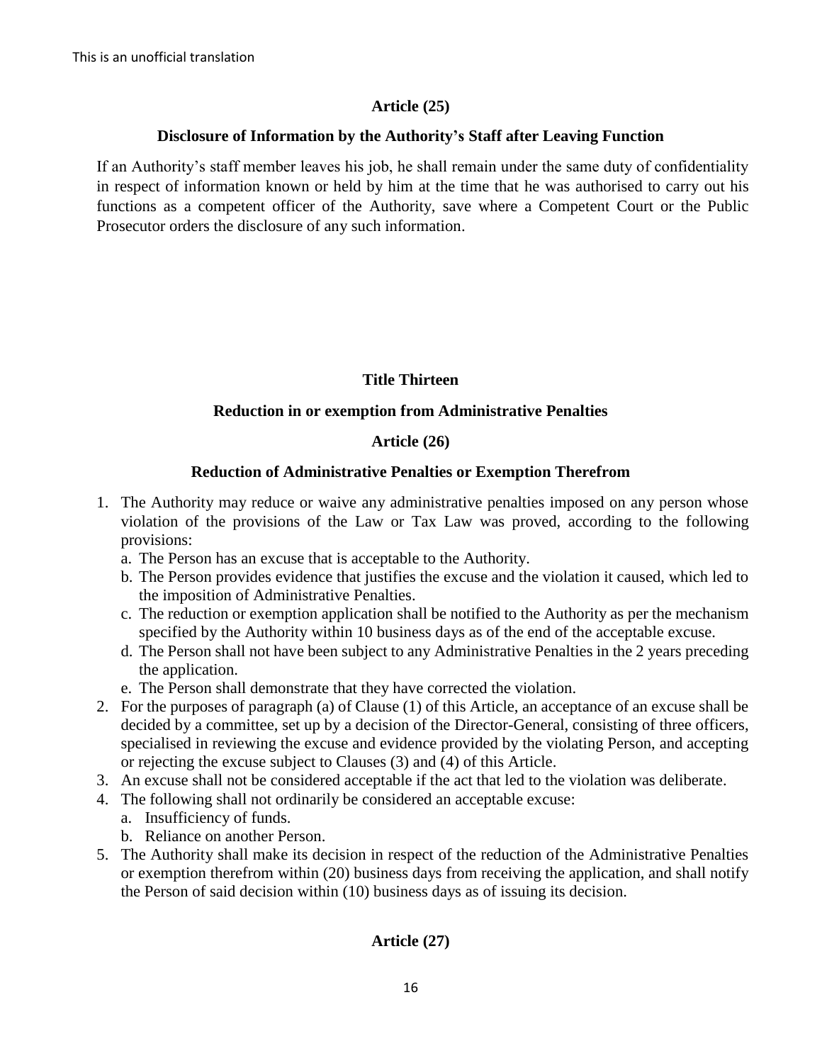This is an unofficial translation

### Article (25)

### Disclosure of Information by the Authority's Staff after Leaving Function

If an Authority's staff member leaves his job, he shall remain under the same duty of confidentiality in respect of information known or held by him at the time that he was authorised to carry out his functions as a competent officer of the Authority, save where a Competent Court or the Public Prosecutor orders the disclosure of any such information.

## Title Thirteen

## Reduction in or exemption from Administrative Penalties

### Article (26)

### Reduction of Administrative Penalties or Exemption Therefrom

1. The Authority may reduce or waive any administrative penalties imposed on any person whose violation of the provisions of the Law or Tax Law was proved, according to the following provisions:
   a. The Person has an excuse that is acceptable to the Authority.
   b. The Person provides evidence that justifies the excuse and the violation it caused, which led to the imposition of Administrative Penalties.
   c. The reduction or exemption application shall be notified to the Authority as per the mechanism specified by the Authority within 10 business days as of the end of the acceptable excuse.
   d. The Person shall not have been subject to any Administrative Penalties in the 2 years preceding the application.
   e. The Person shall demonstrate that they have corrected the violation.
2. For the purposes of paragraph (a) of Clause (1) of this Article, an acceptance of an excuse shall be decided by a committee, set up by a decision of the Director-General, consisting of three officers, specialised in reviewing the excuse and evidence provided by the violating Person, and accepting or rejecting the excuse subject to Clauses (3) and (4) of this Article.
3. An excuse shall not be considered acceptable if the act that led to the violation was deliberate.
4. The following shall not ordinarily be considered an acceptable excuse:
   a. Insufficiency of funds.
   b. Reliance on another Person.
5. The Authority shall make its decision in respect of the reduction of the Administrative Penalties or exemption therefrom within (20) business days from receiving the application, and shall notify the Person of said decision within (10) business days as of issuing its decision.

### Article (27)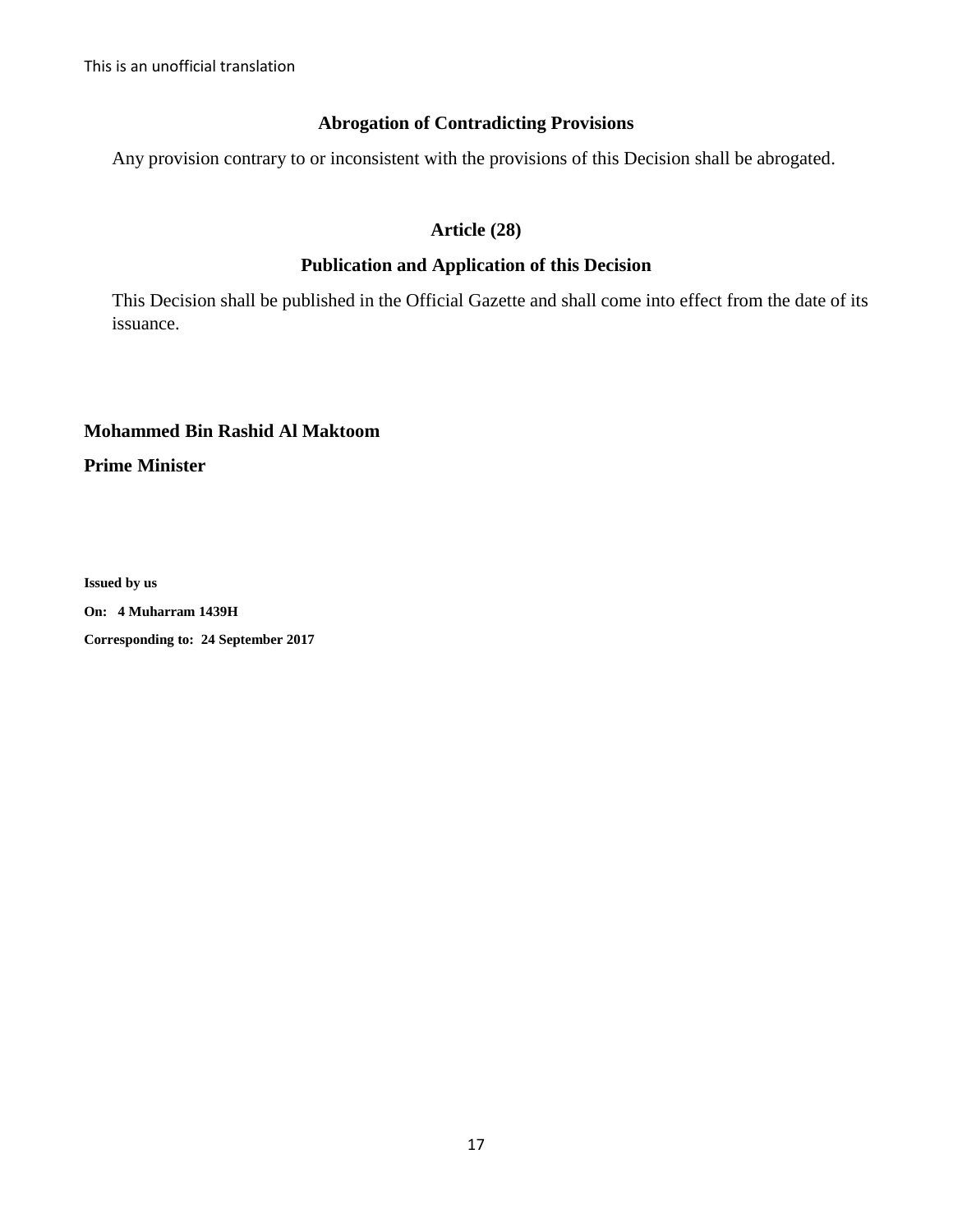### Abrogation of Contradicting Provisions

Any provision contrary to or inconsistent with the provisions of this Decision shall be abrogated.

### Article (28)

### Publication and Application of this Decision

This Decision shall be published in the Official Gazette and shall come into effect from the date of its issuance.

**Mohammed Bin Rashid Al Maktoom**

**Prime Minister**

**Issued by us**

**On: 4 Muharram 1439H**

**Corresponding to: 24 September 2017**